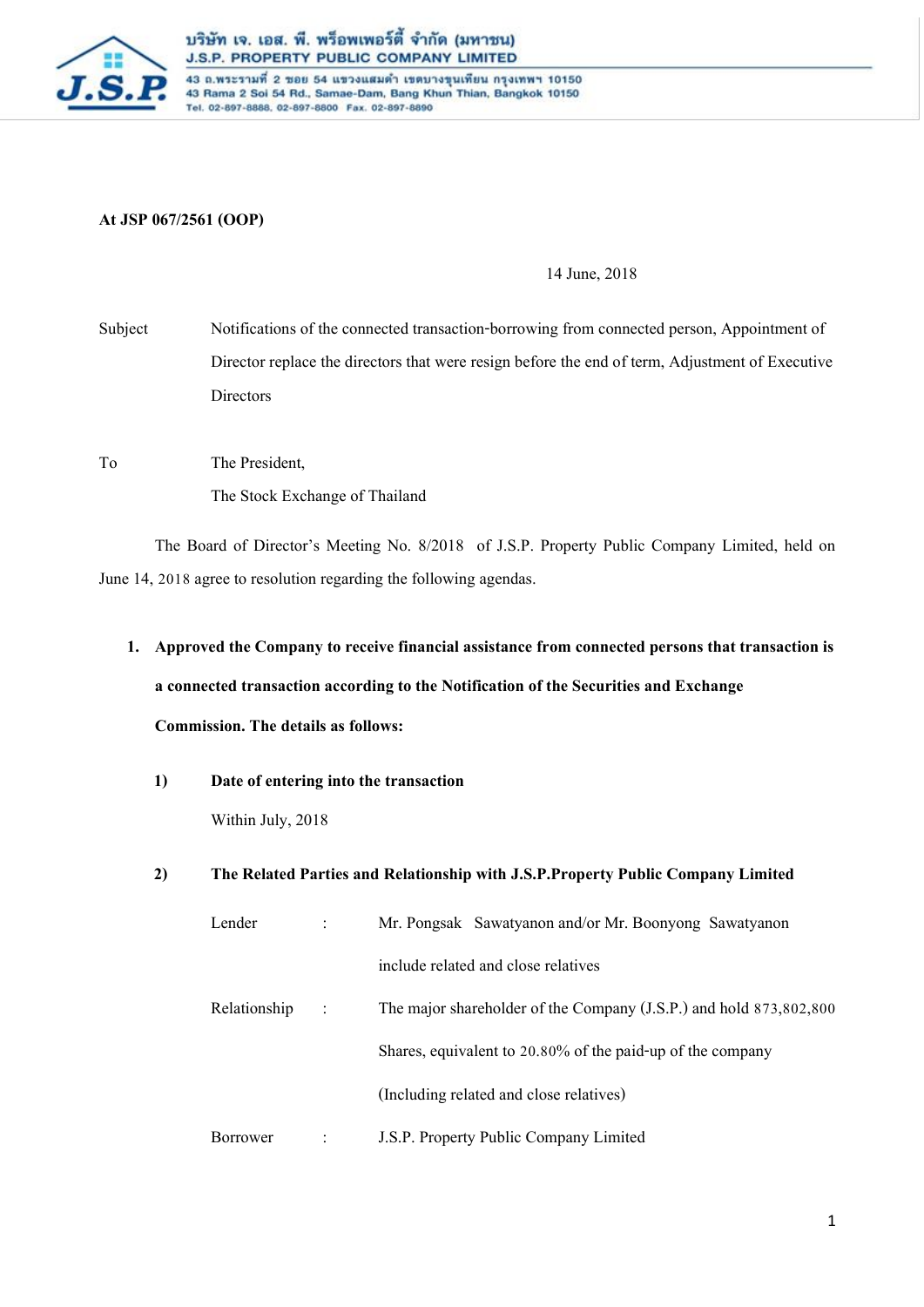บริษัท เจ. เอส. พี. พร็อพเพอร์ตี้ จำกัด (มหาชน)
J.S.P. PROPERTY PUBLIC COMPANY LIMITED
43 ถ.พระรามที่ 2 ซอย 54 แขวงแสมดำ เขตบางขุนเทียน กรุงเทพฯ 10150
43 Rama 2 Soi 54 Rd., Samae-Dam, Bang Khun Thian, Bangkok 10150
Tel. 02-897-8888, 02-897-8800 Fax. 02-897-8890

**At JSP 067/2561 (OOP)**

14 June, 2018

Subject Notifications of the connected transaction-borrowing from connected person, Appointment of Director replace the directors that were resign before the end of term, Adjustment of Executive Directors

To The President,
The Stock Exchange of Thailand

The Board of Director's Meeting No. 8/2018 of J.S.P. Property Public Company Limited, held on June 14, 2018 agree to resolution regarding the following agendas.

1. **Approved the Company to receive financial assistance from connected persons that transaction is a connected transaction according to the Notification of the Securities and Exchange Commission. The details as follows:**

   1) **Date of entering into the transaction**

      Within July, 2018

   2) **The Related Parties and Relationship with J.S.P.Property Public Company Limited**

      Lender : Mr. Pongsak Sawatyanon and/or Mr. Boonyong Sawatyanon include related and close relatives

      Relationship : The major shareholder of the Company (J.S.P.) and hold 873,802,800 Shares, equivalent to 20.80% of the paid-up of the company (Including related and close relatives)

      Borrower : J.S.P. Property Public Company Limited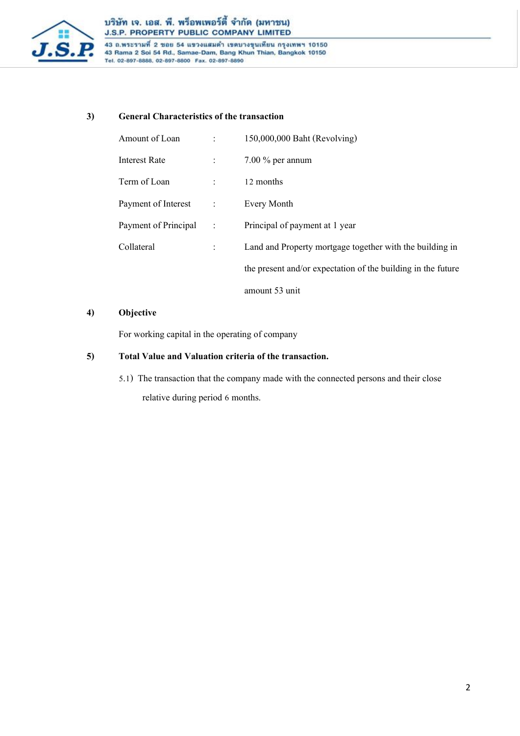**3) General Characteristics of the transaction**

| | | |
|---|---|---|
| Amount of Loan | : | 150,000,000 Baht (Revolving) |
| Interest Rate | : | 7.00 % per annum |
| Term of Loan | : | 12 months |
| Payment of Interest | : | Every Month |
| Payment of Principal | : | Principal of payment at 1 year |
| Collateral | : | Land and Property mortgage together with the building in the present and/or expectation of the building in the future amount 53 unit |

**4) Objective**

For working capital in the operating of company

**5) Total Value and Valuation criteria of the transaction.**

5.1) The transaction that the company made with the connected persons and their close relative during period 6 months.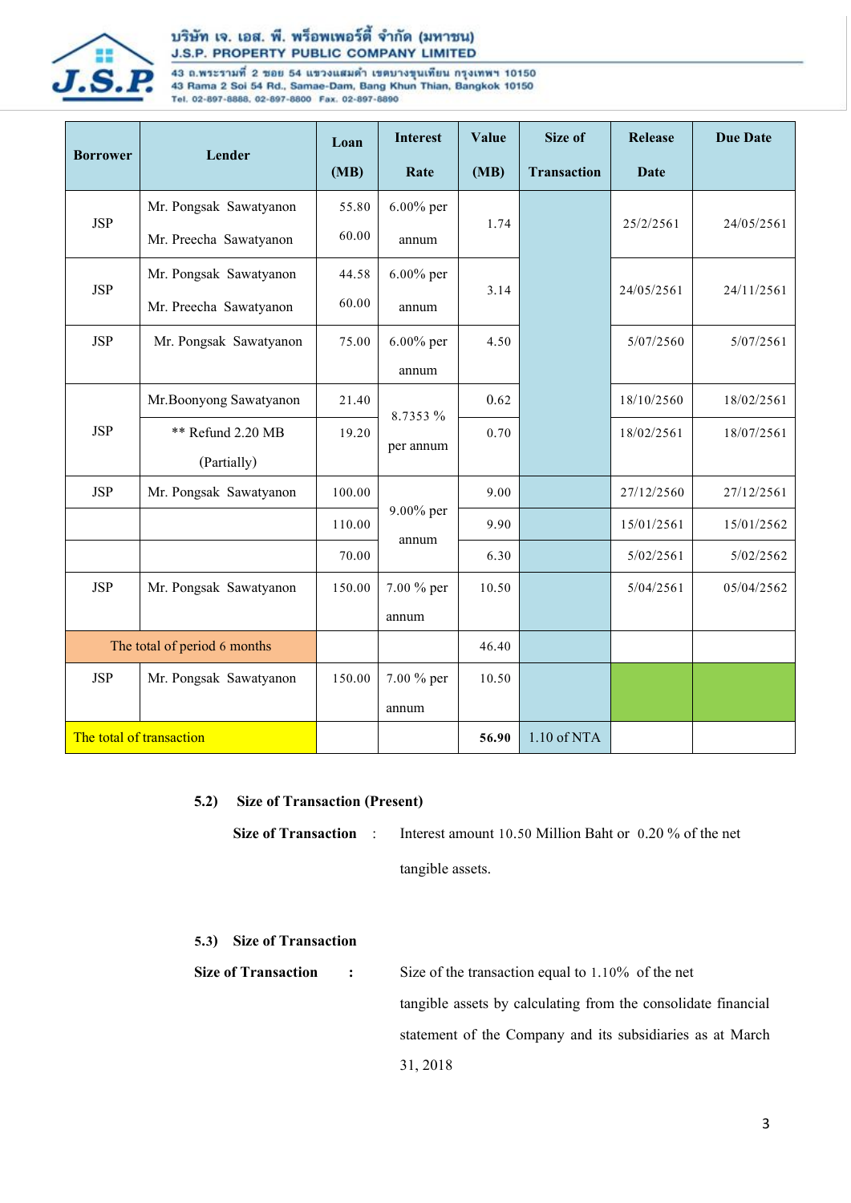| Borrower | Lender | Loan (MB) | Interest Rate | Value (MB) | Size of Transaction | Release Date | Due Date |
|---|---|---|---|---|---|---|---|
| JSP | Mr. Pongsak Sawatyanon<br>Mr. Preecha Sawatyanon | 55.80<br>60.00 | 6.00% per annum | 1.74 | | 25/2/2561 | 24/05/2561 |
| JSP | Mr. Pongsak Sawatyanon<br>Mr. Preecha Sawatyanon | 44.58<br>60.00 | 6.00% per annum | 3.14 | | 24/05/2561 | 24/11/2561 |
| JSP | Mr. Pongsak Sawatyanon | 75.00 | 6.00% per annum | 4.50 | | 5/07/2560 | 5/07/2561 |
| JSP | Mr.Boonyong Sawatyanon | 21.40 | 8.7353 % per annum | 0.62 | | 18/10/2560 | 18/02/2561 |
| | ** Refund 2.20 MB (Partially) | 19.20 | | 0.70 | | 18/02/2561 | 18/07/2561 |
| JSP | Mr. Pongsak Sawatyanon | 100.00 | 9.00% per annum | 9.00 | | 27/12/2560 | 27/12/2561 |
| | | 110.00 | | 9.90 | | 15/01/2561 | 15/01/2562 |
| | | 70.00 | | 6.30 | | 5/02/2561 | 5/02/2562 |
| JSP | Mr. Pongsak Sawatyanon | 150.00 | 7.00 % per annum | 10.50 | | 5/04/2561 | 05/04/2562 |
| The total of period 6 months | | | | 46.40 | | | |
| JSP | Mr. Pongsak Sawatyanon | 150.00 | 7.00 % per annum | 10.50 | | | |
| The total of transaction | | | | **56.90** | 1.10 of NTA | | |

**5.2) Size of Transaction (Present)**

**Size of Transaction** : Interest amount 10.50 Million Baht or 0.20 % of the net tangible assets.

**5.3) Size of Transaction**

**Size of Transaction** : Size of the transaction equal to 1.10% of the net tangible assets by calculating from the consolidate financial statement of the Company and its subsidiaries as at March 31, 2018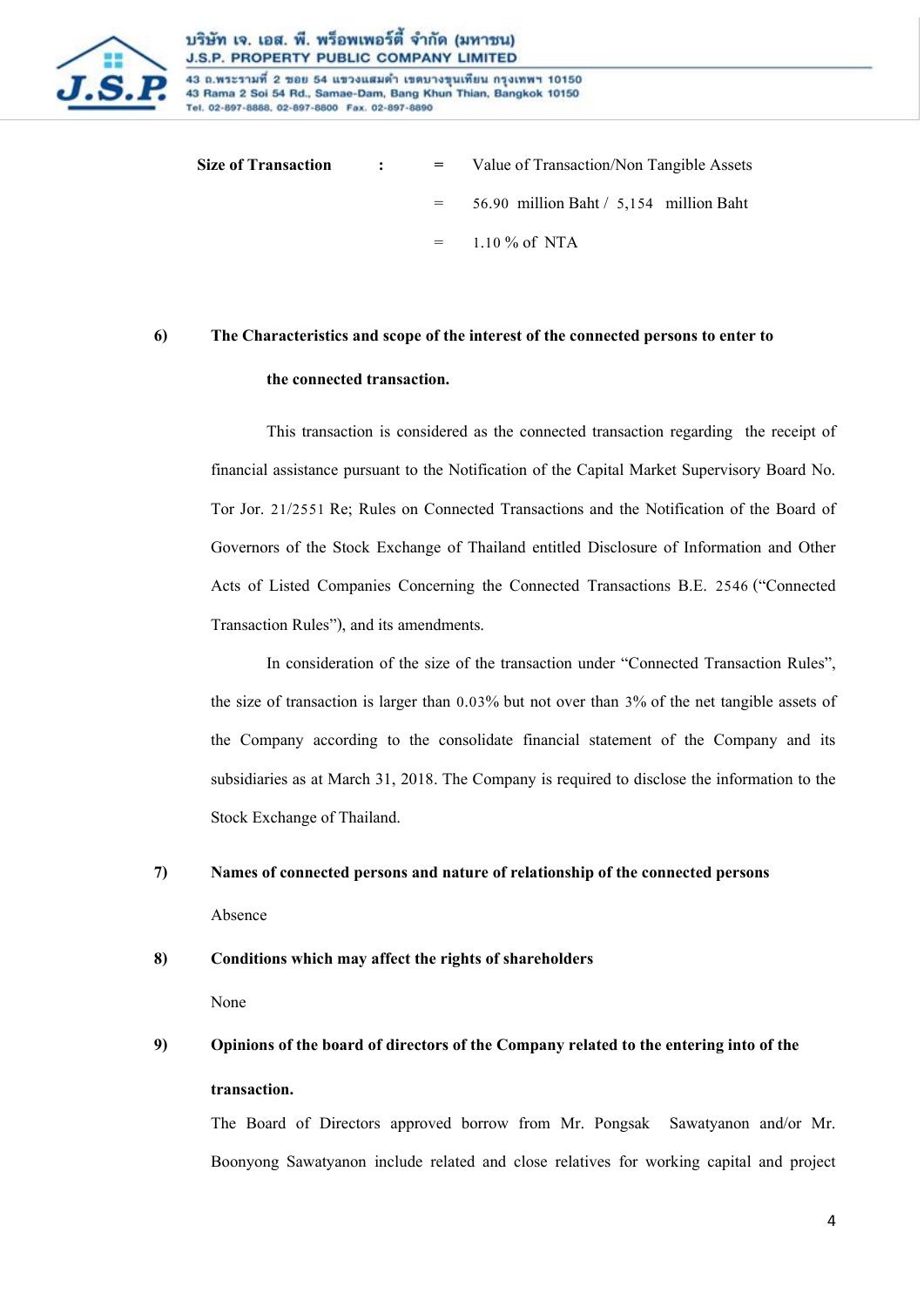| **Size of Transaction** | **:** | = | Value of Transaction/Non Tangible Assets |
|---|---|---|---|
| | | = | 56.90 million Baht / 5,154 million Baht |
| | | = | 1.10 % of NTA |

**6) The Characteristics and scope of the interest of the connected persons to enter to the connected transaction.**

This transaction is considered as the connected transaction regarding the receipt of financial assistance pursuant to the Notification of the Capital Market Supervisory Board No. Tor Jor. 21/2551 Re; Rules on Connected Transactions and the Notification of the Board of Governors of the Stock Exchange of Thailand entitled Disclosure of Information and Other Acts of Listed Companies Concerning the Connected Transactions B.E. 2546 ("Connected Transaction Rules"), and its amendments.

In consideration of the size of the transaction under "Connected Transaction Rules", the size of transaction is larger than 0.03% but not over than 3% of the net tangible assets of the Company according to the consolidate financial statement of the Company and its subsidiaries as at March 31, 2018. The Company is required to disclose the information to the Stock Exchange of Thailand.

**7) Names of connected persons and nature of relationship of the connected persons**

Absence

**8) Conditions which may affect the rights of shareholders**

None

**9) Opinions of the board of directors of the Company related to the entering into of the transaction.**

The Board of Directors approved borrow from Mr. Pongsak Sawatyanon and/or Mr. Boonyong Sawatyanon include related and close relatives for working capital and project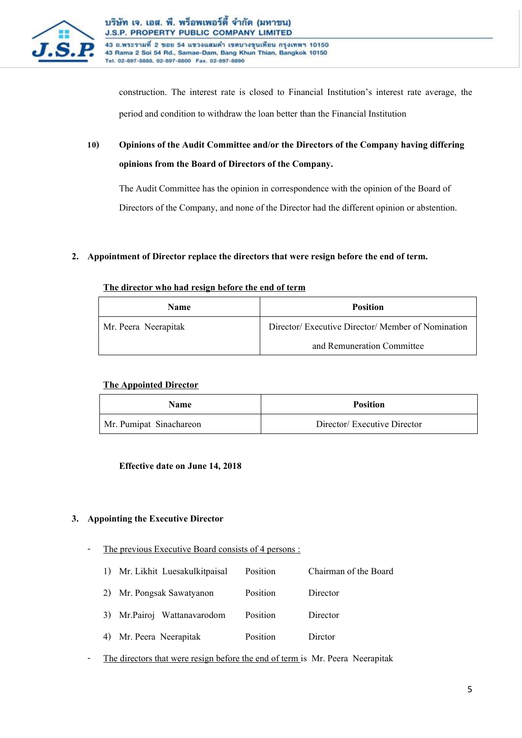construction. The interest rate is closed to Financial Institution's interest rate average, the period and condition to withdraw the loan better than the Financial Institution

10) **Opinions of the Audit Committee and/or the Directors of the Company having differing opinions from the Board of Directors of the Company.**

The Audit Committee has the opinion in correspondence with the opinion of the Board of Directors of the Company, and none of the Director had the different opinion or abstention.

**2. Appointment of Director replace the directors that were resign before the end of term.**

**The director who had resign before the end of term**

| Name | Position |
|---|---|
| Mr. Peera Neerapitak | Director/ Executive Director/ Member of Nomination and Remuneration Committee |

**The Appointed Director**

| Name | Position |
|---|---|
| Mr. Pumipat Sinachareon | Director/ Executive Director |

**Effective date on June 14, 2018**

**3. Appointing the Executive Director**

- The previous Executive Board consists of 4 persons :

  1) Mr. Likhit Luesakulkitpaisal Position Chairman of the Board
  2) Mr. Pongsak Sawatyanon Position Director
  3) Mr.Pairoj Wattanavarodom Position Director
  4) Mr. Peera Neerapitak Position Dirctor

- The directors that were resign before the end of term is Mr. Peera Neerapitak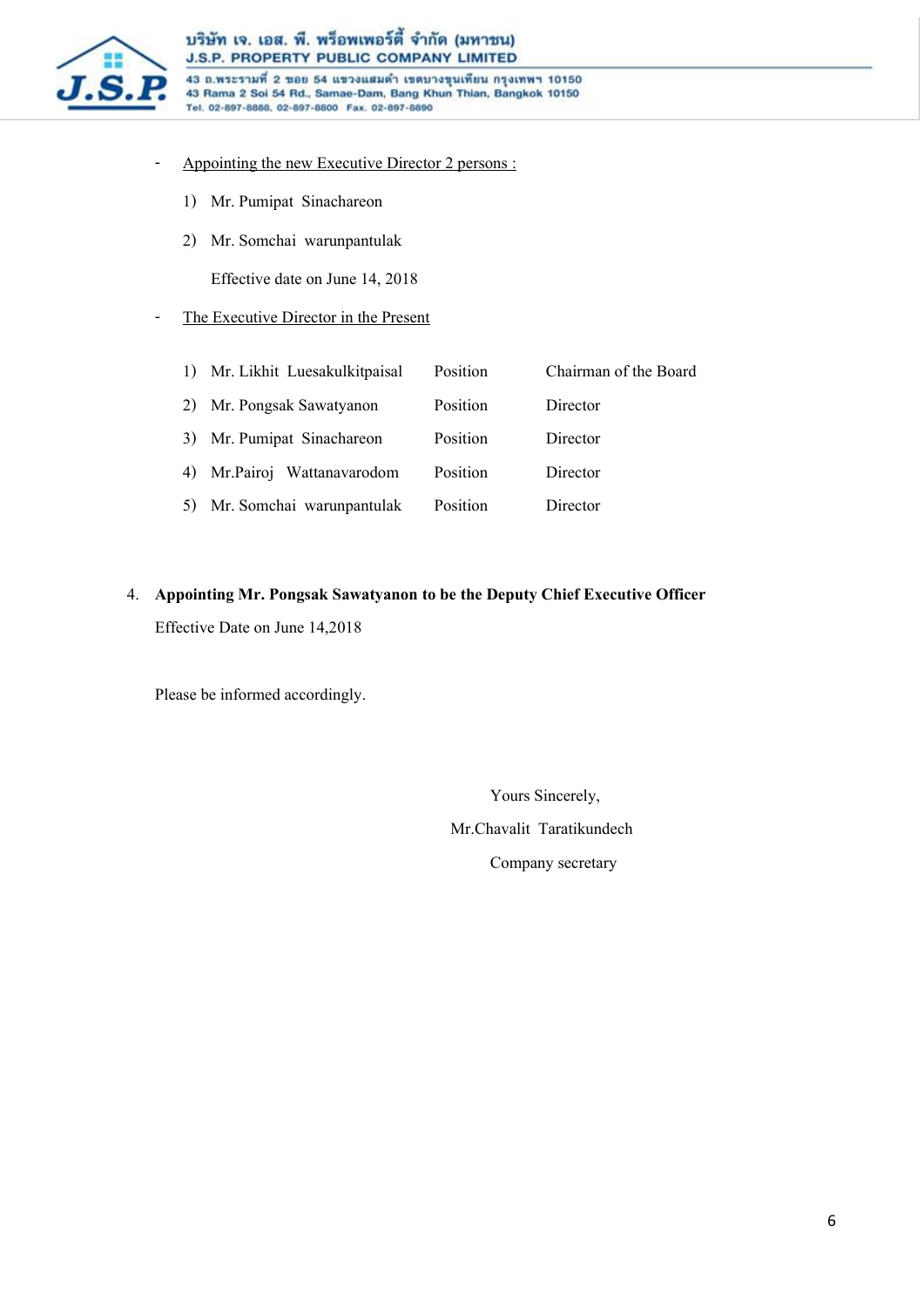- Appointing the new Executive Director 2 persons :

  1) Mr. Pumipat Sinachareon

  2) Mr. Somchai warunpantulak

  Effective date on June 14, 2018

- The Executive Director in the Present

| | | | |
|---|---|---|---|
| 1) | Mr. Likhit Luesakulkitpaisal | Position | Chairman of the Board |
| 2) | Mr. Pongsak Sawatyanon | Position | Director |
| 3) | Mr. Pumipat Sinachareon | Position | Director |
| 4) | Mr.Pairoj Wattanavarodom | Position | Director |
| 5) | Mr. Somchai warunpantulak | Position | Director |

4. **Appointing Mr. Pongsak Sawatyanon to be the Deputy Chief Executive Officer**

   Effective Date on June 14,2018

Please be informed accordingly.

Yours Sincerely,

Mr.Chavalit Taratikundech

Company secretary